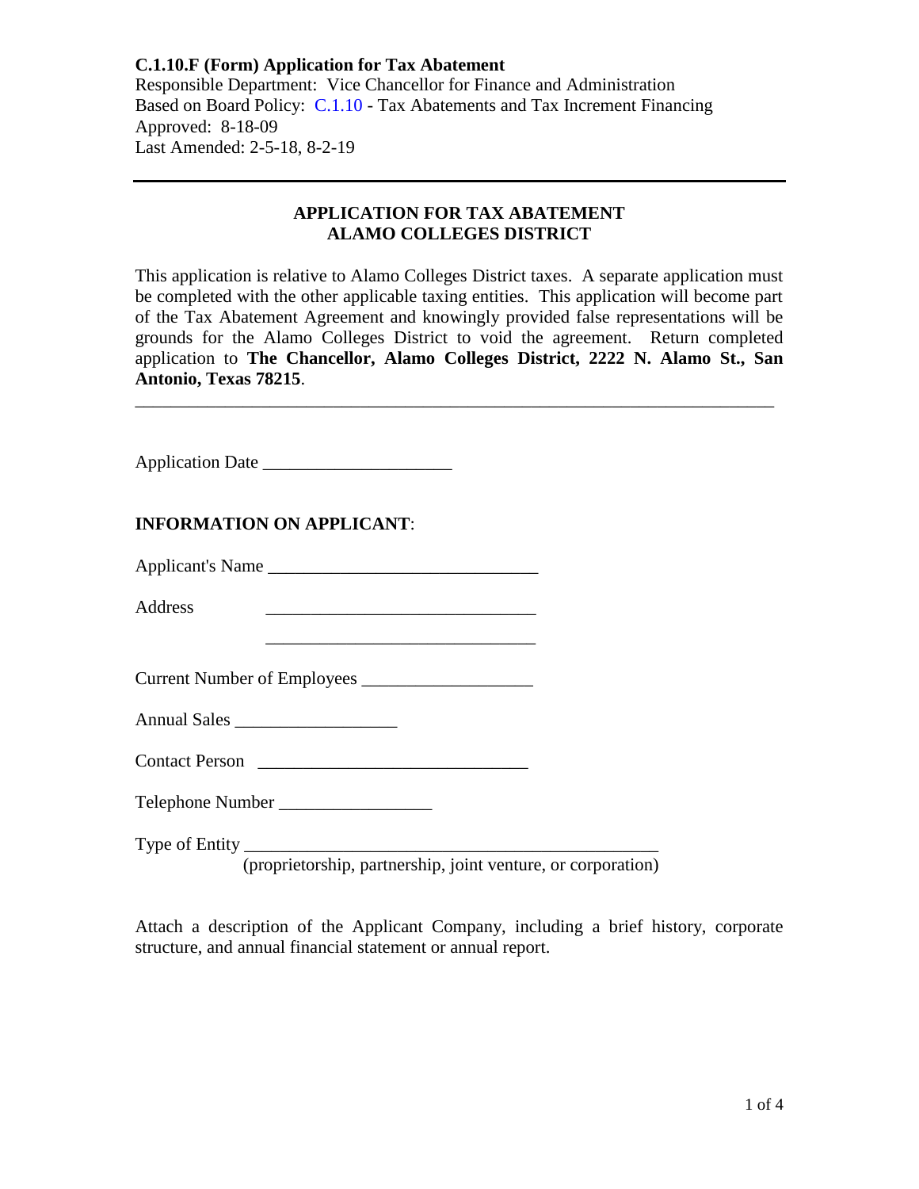**C.1.10.F (Form) Application for Tax Abatement**
Responsible Department: Vice Chancellor for Finance and Administration
Based on Board Policy: C.1.10 - Tax Abatements and Tax Increment Financing
Approved: 8-18-09
Last Amended: 2-5-18, 8-2-19

---

# APPLICATION FOR TAX ABATEMENT
# ALAMO COLLEGES DISTRICT

This application is relative to Alamo Colleges District taxes. A separate application must be completed with the other applicable taxing entities. This application will become part of the Tax Abatement Agreement and knowingly provided false representations will be grounds for the Alamo Colleges District to void the agreement. Return completed application to **The Chancellor, Alamo Colleges District, 2222 N. Alamo St., San Antonio, Texas 78215**.

___________________________________________________________________________

Application Date ____________________

**INFORMATION ON APPLICANT**:

Applicant's Name _____________________________

Address _____________________________

_____________________________

Current Number of Employees ___________________

Annual Sales __________________

Contact Person _____________________________

Telephone Number _________________

Type of Entity _______________________________________________
(proprietorship, partnership, joint venture, or corporation)

Attach a description of the Applicant Company, including a brief history, corporate structure, and annual financial statement or annual report.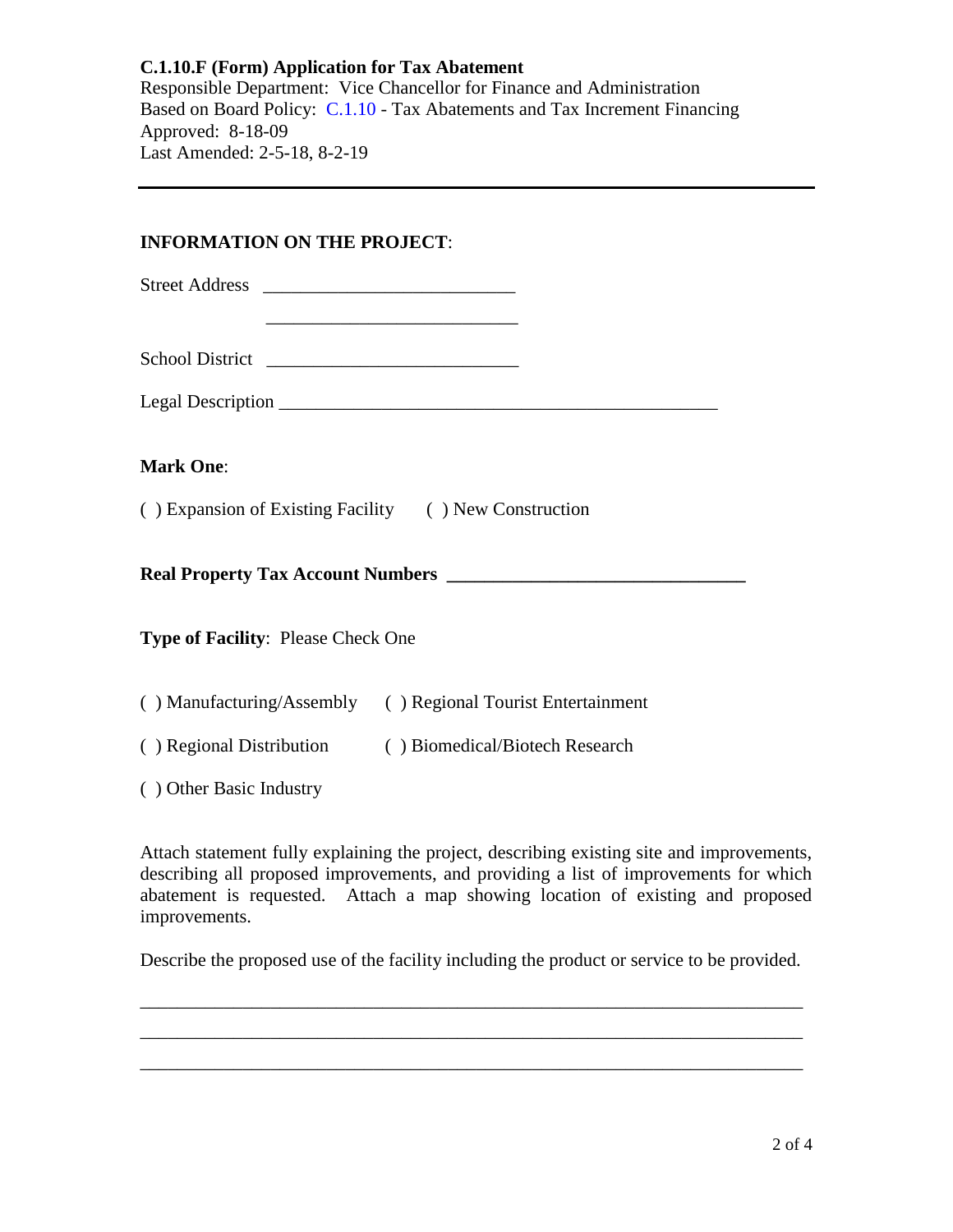**C.1.10.F (Form) Application for Tax Abatement**
Responsible Department: Vice Chancellor for Finance and Administration
Based on Board Policy: C.1.10 - Tax Abatements and Tax Increment Financing
Approved: 8-18-09
Last Amended: 2-5-18, 8-2-19

---

**INFORMATION ON THE PROJECT**:

Street Address ___________________________

___________________________

School District ___________________________

Legal Description _______________________________________________

**Mark One**:

( ) Expansion of Existing Facility ( ) New Construction

**Real Property Tax Account Numbers** _______________________________

**Type of Facility**: Please Check One

( ) Manufacturing/Assembly ( ) Regional Tourist Entertainment

( ) Regional Distribution ( ) Biomedical/Biotech Research

( ) Other Basic Industry

Attach statement fully explaining the project, describing existing site and improvements, describing all proposed improvements, and providing a list of improvements for which abatement is requested. Attach a map showing location of existing and proposed improvements.

Describe the proposed use of the facility including the product or service to be provided.

_________________________________________________________________________

_________________________________________________________________________

_________________________________________________________________________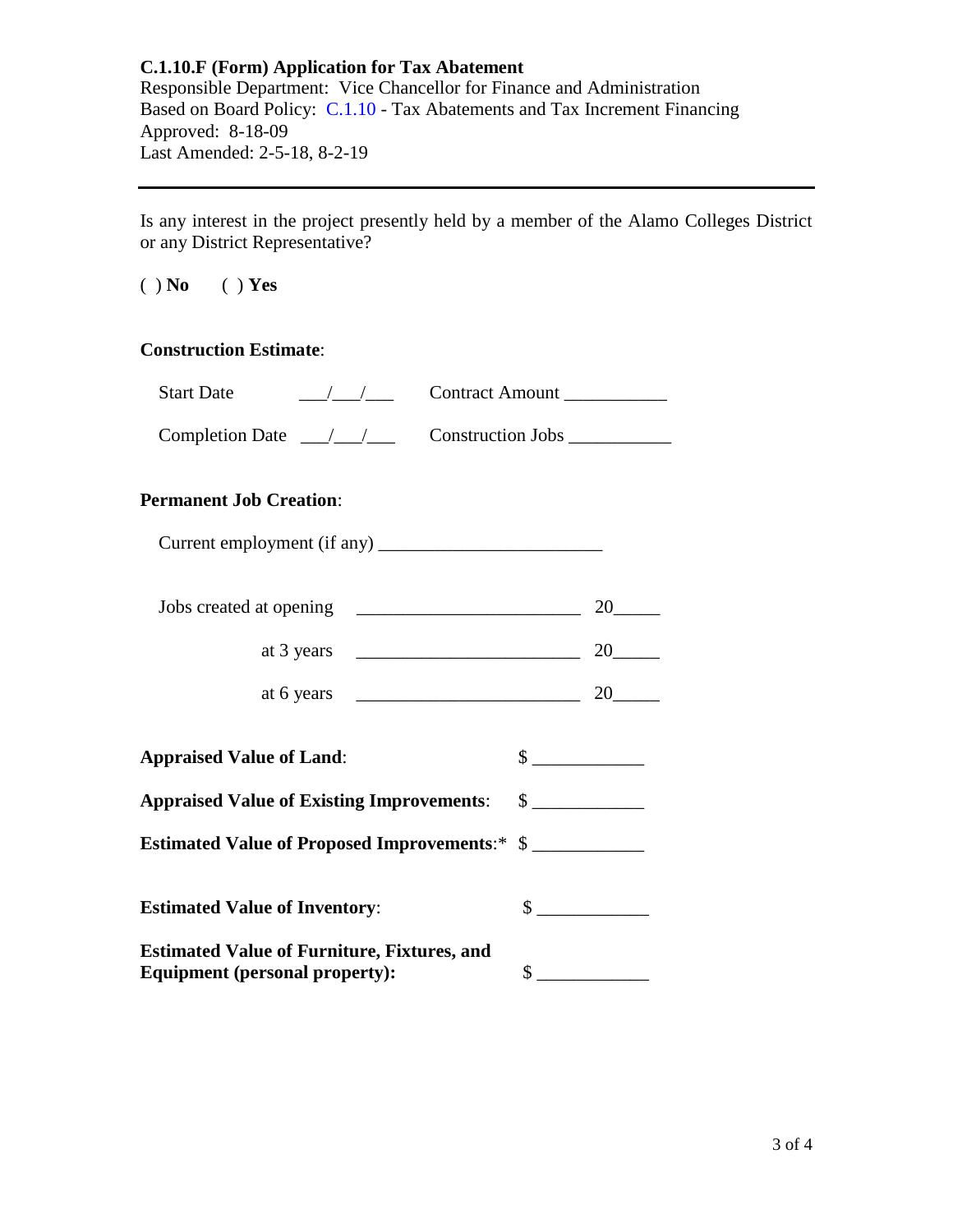**C.1.10.F (Form) Application for Tax Abatement**
Responsible Department: Vice Chancellor for Finance and Administration
Based on Board Policy: C.1.10 - Tax Abatements and Tax Increment Financing
Approved: 8-18-09
Last Amended: 2-5-18, 8-2-19

---

Is any interest in the project presently held by a member of the Alamo Colleges District or any District Representative?

( ) **No** ( ) **Yes**

**Construction Estimate**:

Start Date \_\_\_/\_\_\_/\_\_\_ Contract Amount \_\_\_\_\_\_\_\_\_\_\_

Completion Date \_\_\_/\_\_\_/\_\_\_ Construction Jobs \_\_\_\_\_\_\_\_\_\_\_

**Permanent Job Creation**:

Current employment (if any) \_\_\_\_\_\_\_\_\_\_\_\_\_\_\_\_\_\_\_\_\_\_\_\_

Jobs created at opening \_\_\_\_\_\_\_\_\_\_\_\_\_\_\_\_\_\_\_\_\_\_\_\_ 20\_\_\_\_\_

at 3 years \_\_\_\_\_\_\_\_\_\_\_\_\_\_\_\_\_\_\_\_\_\_\_\_ 20\_\_\_\_\_

at 6 years \_\_\_\_\_\_\_\_\_\_\_\_\_\_\_\_\_\_\_\_\_\_\_\_ 20\_\_\_\_\_

**Appraised Value of Land**: $ \_\_\_\_\_\_\_\_\_\_\_\_

**Appraised Value of Existing Improvements**: $ \_\_\_\_\_\_\_\_\_\_\_\_

**Estimated Value of Proposed Improvements**:* $ \_\_\_\_\_\_\_\_\_\_\_\_

**Estimated Value of Inventory**: $ \_\_\_\_\_\_\_\_\_\_\_\_

**Estimated Value of Furniture, Fixtures, and Equipment (personal property):** $ \_\_\_\_\_\_\_\_\_\_\_\_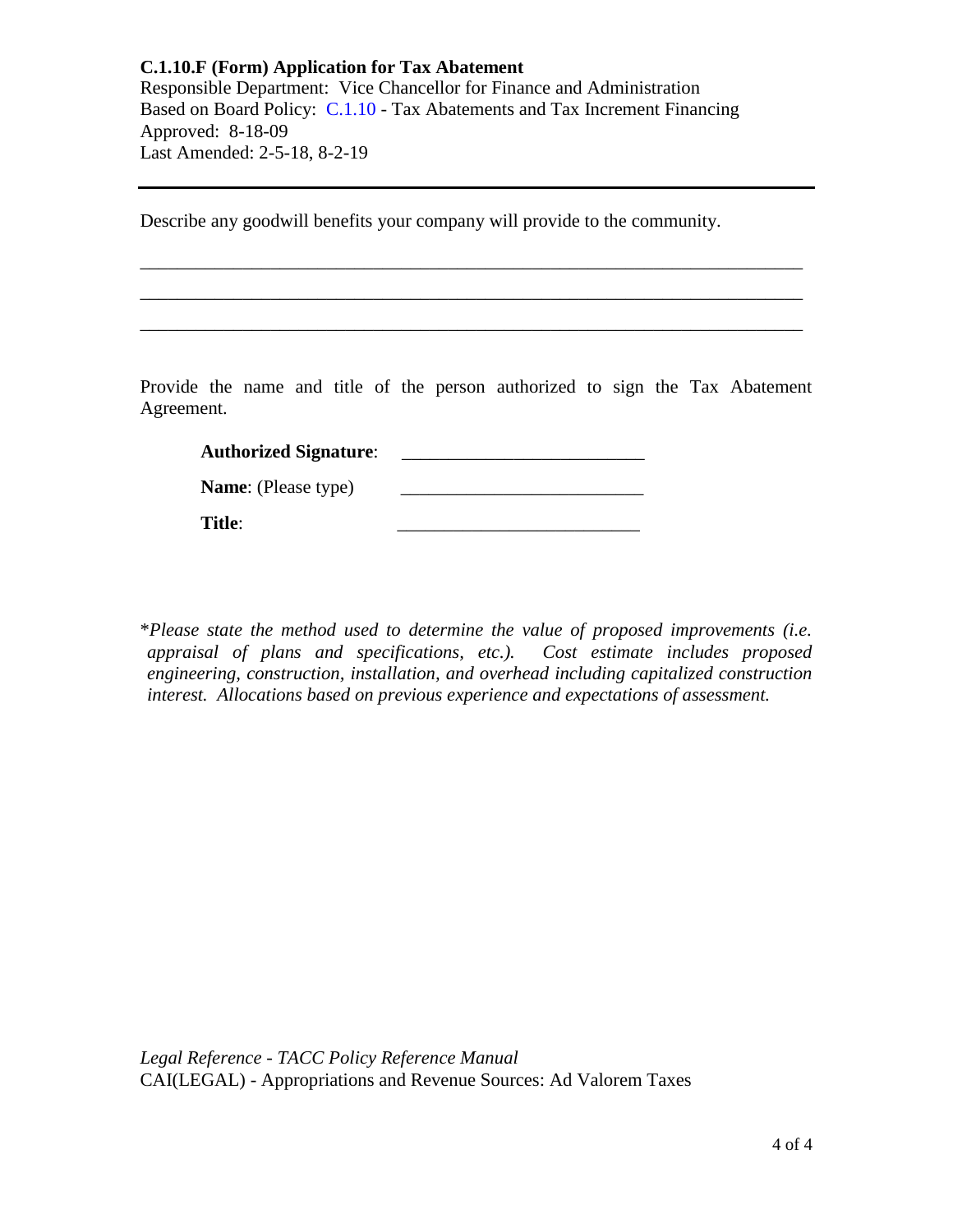**C.1.10.F (Form) Application for Tax Abatement**

Responsible Department: Vice Chancellor for Finance and Administration
Based on Board Policy: C.1.10 - Tax Abatements and Tax Increment Financing
Approved: 8-18-09
Last Amended: 2-5-18, 8-2-19

---

Describe any goodwill benefits your company will provide to the community.

\_\_\_\_\_\_\_\_\_\_\_\_\_\_\_\_\_\_\_\_\_\_\_\_\_\_\_\_\_\_\_\_\_\_\_\_\_\_\_\_\_\_\_\_\_\_\_\_\_\_\_\_\_\_\_\_\_\_\_\_\_\_\_\_\_\_\_\_\_\_

\_\_\_\_\_\_\_\_\_\_\_\_\_\_\_\_\_\_\_\_\_\_\_\_\_\_\_\_\_\_\_\_\_\_\_\_\_\_\_\_\_\_\_\_\_\_\_\_\_\_\_\_\_\_\_\_\_\_\_\_\_\_\_\_\_\_\_\_\_\_

\_\_\_\_\_\_\_\_\_\_\_\_\_\_\_\_\_\_\_\_\_\_\_\_\_\_\_\_\_\_\_\_\_\_\_\_\_\_\_\_\_\_\_\_\_\_\_\_\_\_\_\_\_\_\_\_\_\_\_\_\_\_\_\_\_\_\_\_\_\_

Provide the name and title of the person authorized to sign the Tax Abatement Agreement.

**Authorized Signature**: \_\_\_\_\_\_\_\_\_\_\_\_\_\_\_\_\_\_\_\_\_\_\_\_\_\_

**Name**: (Please type) \_\_\_\_\_\_\_\_\_\_\_\_\_\_\_\_\_\_\_\_\_\_\_\_\_\_

**Title**: \_\_\_\_\_\_\_\_\_\_\_\_\_\_\_\_\_\_\_\_\_\_\_\_\_\_

\**Please state the method used to determine the value of proposed improvements (i.e. appraisal of plans and specifications, etc.). Cost estimate includes proposed engineering, construction, installation, and overhead including capitalized construction interest. Allocations based on previous experience and expectations of assessment.*

*Legal Reference - TACC Policy Reference Manual*
CAI(LEGAL) - Appropriations and Revenue Sources: Ad Valorem Taxes